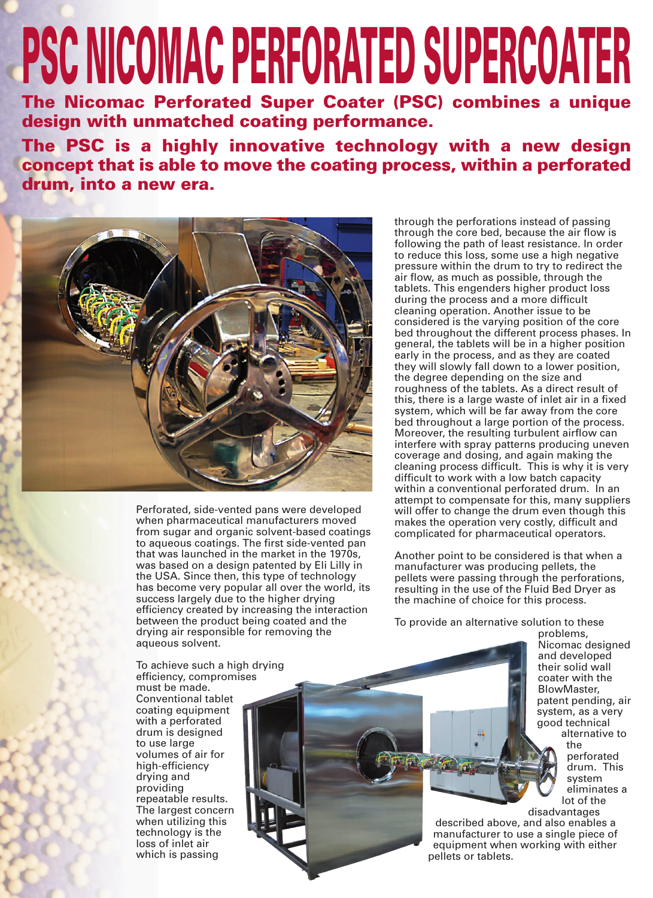# PSC NICOMAC PERFORATED SUPERCOATER

**The Nicomac Perforated Super Coater (PSC) combines a unique design with unmatched coating performance.**

**The PSC is a highly innovative technology with a new design concept that is able to move the coating process, within a perforated drum, into a new era.**

Perforated, side-vented pans were developed when pharmaceutical manufacturers moved from sugar and organic solvent-based coatings to aqueous coatings. The first side-vented pan that was launched in the market in the 1970s, was based on a design patented by Eli Lilly in the USA. Since then, this type of technology has become very popular all over the world, its success largely due to the higher drying efficiency created by increasing the interaction between the product being coated and the drying air responsible for removing the aqueous solvent.

To achieve such a high drying efficiency, compromises must be made. Conventional tablet coating equipment with a perforated drum is designed to use large volumes of air for high-efficiency drying and providing repeatable results. The largest concern when utilizing this technology is the loss of inlet air which is passing through the perforations instead of passing through the core bed, because the air flow is following the path of least resistance. In order to reduce this loss, some use a high negative pressure within the drum to try to redirect the air flow, as much as possible, through the tablets. This engenders higher product loss during the process and a more difficult cleaning operation. Another issue to be considered is the varying position of the core bed throughout the different process phases. In general, the tablets will be in a higher position early in the process, and as they are coated they will slowly fall down to a lower position, the degree depending on the size and roughness of the tablets. As a direct result of this, there is a large waste of inlet air in a fixed system, which will be far away from the core bed throughout a large portion of the process. Moreover, the resulting turbulent airflow can interfere with spray patterns producing uneven coverage and dosing, and again making the cleaning process difficult. This is why it is very difficult to work with a low batch capacity within a conventional perforated drum. In an attempt to compensate for this, many suppliers will offer to change the drum even though this makes the operation very costly, difficult and complicated for pharmaceutical operators.

Another point to be considered is that when a manufacturer was producing pellets, the pellets were passing through the perforations, resulting in the use of the Fluid Bed Dryer as the machine of choice for this process.

To provide an alternative solution to these problems, Nicomac designed and developed their solid wall coater with the BlowMaster, patent pending, air system, as a very good technical alternative to the perforated drum. This system eliminates a lot of the disadvantages described above, and also enables a manufacturer to use a single piece of equipment when working with either pellets or tablets.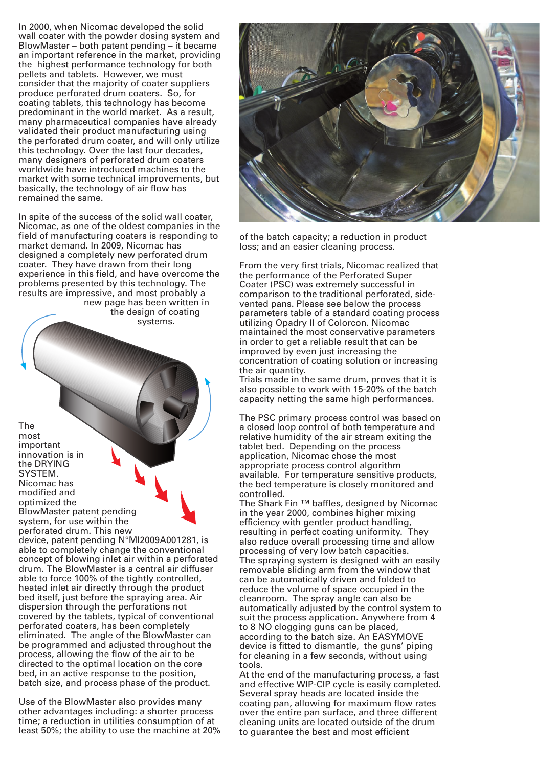In 2000, when Nicomac developed the solid wall coater with the powder dosing system and BlowMaster – both patent pending – it became an important reference in the market, providing the highest performance technology for both pellets and tablets. However, we must consider that the majority of coater suppliers produce perforated drum coaters. So, for coating tablets, this technology has become predominant in the world market. As a result, many pharmaceutical companies have already validated their product manufacturing using the perforated drum coater, and will only utilize this technology. Over the last four decades, many designers of perforated drum coaters worldwide have introduced machines to the market with some technical improvements, but basically, the technology of air flow has remained the same.

In spite of the success of the solid wall coater, Nicomac, as one of the oldest companies in the field of manufacturing coaters is responding to market demand. In 2009, Nicomac has designed a completely new perforated drum coater. They have drawn from their long experience in this field, and have overcome the problems presented by this technology. The results are impressive, and most probably a new page has been written in the design of coating systems.

The most important innovation is in the DRYING SYSTEM. Nicomac has modified and optimized the BlowMaster patent pending system, for use within the perforated drum. This new device, patent pending N°MI2009A001281, is able to completely change the conventional concept of blowing inlet air within a perforated drum. The BlowMaster is a central air diffuser able to force 100% of the tightly controlled, heated inlet air directly through the product bed itself, just before the spraying area. Air dispersion through the perforations not covered by the tablets, typical of conventional perforated coaters, has been completely eliminated. The angle of the BlowMaster can be programmed and adjusted throughout the process, allowing the flow of the air to be directed to the optimal location on the core bed, in an active response to the position, batch size, and process phase of the product.

Use of the BlowMaster also provides many other advantages including: a shorter process time; a reduction in utilities consumption of at least 50%; the ability to use the machine at 20% of the batch capacity; a reduction in product loss; and an easier cleaning process.

From the very first trials, Nicomac realized that the performance of the Perforated Super Coater (PSC) was extremely successful in comparison to the traditional perforated, side-vented pans. Please see below the process parameters table of a standard coating process utilizing Opadry II of Colorcon. Nicomac maintained the most conservative parameters in order to get a reliable result that can be improved by even just increasing the concentration of coating solution or increasing the air quantity.
Trials made in the same drum, proves that it is also possible to work with 15-20% of the batch capacity netting the same high performances.

The PSC primary process control was based on a closed loop control of both temperature and relative humidity of the air stream exiting the tablet bed. Depending on the process application, Nicomac chose the most appropriate process control algorithm available. For temperature sensitive products, the bed temperature is closely monitored and controlled.
The Shark Fin ™ baffles, designed by Nicomac in the year 2000, combines higher mixing efficiency with gentler product handling, resulting in perfect coating uniformity. They also reduce overall processing time and allow processing of very low batch capacities.
The spraying system is designed with an easily removable sliding arm from the window that can be automatically driven and folded to reduce the volume of space occupied in the cleanroom. The spray angle can also be automatically adjusted by the control system to suit the process application. Anywhere from 4 to 8 NO clogging guns can be placed, according to the batch size. An EASYMOVE device is fitted to dismantle, the guns' piping for cleaning in a few seconds, without using tools.
At the end of the manufacturing process, a fast and effective WIP-CIP cycle is easily completed. Several spray heads are located inside the coating pan, allowing for maximum flow rates over the entire pan surface, and three different cleaning units are located outside of the drum to guarantee the best and most efficient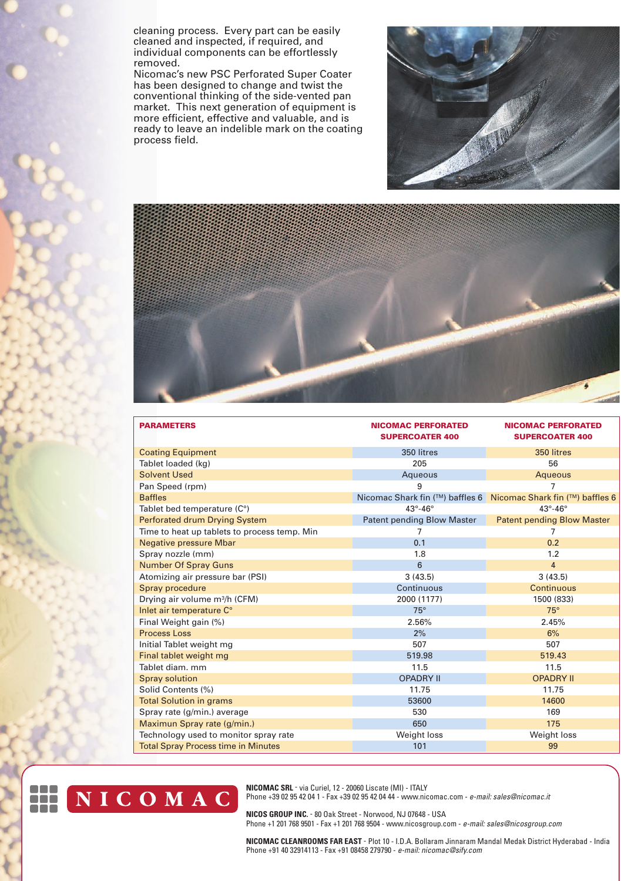cleaning process. Every part can be easily cleaned and inspected, if required, and individual components can be effortlessly removed.

Nicomac's new PSC Perforated Super Coater has been designed to change and twist the conventional thinking of the side-vented pan market. This next generation of equipment is more efficient, effective and valuable, and is ready to leave an indelible mark on the coating process field.

| PARAMETERS | NICOMAC PERFORATED SUPERCOATER 400 | NICOMAC PERFORATED SUPERCOATER 400 |
|---|---|---|
| Coating Equipment | 350 litres | 350 litres |
| Tablet loaded (kg) | 205 | 56 |
| Solvent Used | Aqueous | Aqueous |
| Pan Speed (rpm) | 9 | 7 |
| Baffles | Nicomac Shark fin (TM) baffles 6 | Nicomac Shark fin (TM) baffles 6 |
| Tablet bed temperature (C°) | 43°-46° | 43°-46° |
| Perforated drum Drying System | Patent pending Blow Master | Patent pending Blow Master |
| Time to heat up tablets to process temp. Min | 7 | 7 |
| Negative pressure Mbar | 0.1 | 0.2 |
| Spray nozzle (mm) | 1.8 | 1.2 |
| Number Of Spray Guns | 6 | 4 |
| Atomizing air pressure bar (PSI) | 3 (43.5) | 3 (43.5) |
| Spray procedure | Continuous | Continuous |
| Drying air volume m³/h (CFM) | 2000 (1177) | 1500 (833) |
| Inlet air temperature C° | 75° | 75° |
| Final Weight gain (%) | 2.56% | 2.45% |
| Process Loss | 2% | 6% |
| Initial Tablet weight mg | 507 | 507 |
| Final tablet weight mg | 519.98 | 519.43 |
| Tablet diam. mm | 11.5 | 11.5 |
| Spray solution | OPADRY II | OPADRY II |
| Solid Contents (%) | 11.75 | 11.75 |
| Total Solution in grams | 53600 | 14600 |
| Spray rate (g/min.) average | 530 | 169 |
| Maximun Spray rate (g/min.) | 650 | 175 |
| Technology used to monitor spray rate | Weight loss | Weight loss |
| Total Spray Process time in Minutes | 101 | 99 |

NICOMAC

**NICOMAC SRL** - via Curiel, 12 - 20060 Liscate (MI) - ITALY
Phone +39 02 95 42 04 1 - Fax +39 02 95 42 04 44 - www.nicomac.com - *e-mail: sales@nicomac.it*

**NICOS GROUP INC.** - 80 Oak Street - Norwood, NJ 07648 - USA
Phone +1 201 768 9501 - Fax +1 201 768 9504 - www.nicosgroup.com - *e-mail: sales@nicosgroup.com*

**NICOMAC CLEANROOMS FAR EAST** - Plot 10 - I.D.A. Bollaram Jinnaram Mandal Medak District Hyderabad - India
Phone +91 40 32914113 - Fax +91 08458 279790 - *e-mail: nicomac@sify.com*